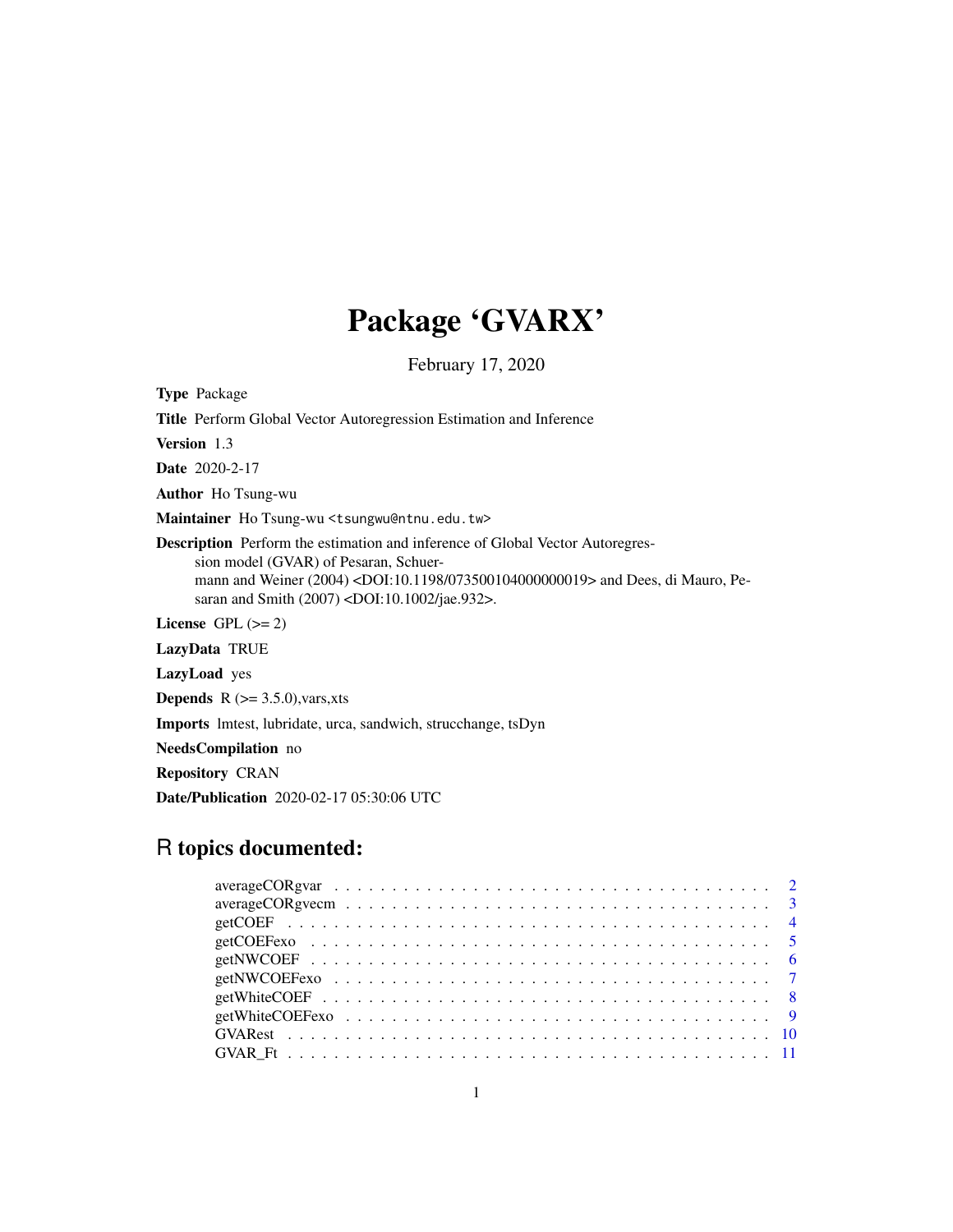# Package 'GVARX'

February 17, 2020

**Type** Package

**Title** Perform Global Vector Autoregression Estimation and Inference

**Version** 1.3

**Date** 2020-2-17

**Author** Ho Tsung-wu

**Maintainer** Ho Tsung-wu <tsungwu@ntnu.edu.tw>

**Description** Perform the estimation and inference of Global Vector Autoregression model (GVAR) of Pesaran, Schuermann and Weiner (2004) <DOI:10.1198/073500104000000019> and Dees, di Mauro, Pesaran and Smith (2007) <DOI:10.1002/jae.932>.

**License** GPL (>= 2)

**LazyData** TRUE

**LazyLoad** yes

**Depends** R (>= 3.5.0),vars,xts

**Imports** lmtest, lubridate, urca, sandwich, strucchange, tsDyn

**NeedsCompilation** no

**Repository** CRAN

**Date/Publication** 2020-02-17 05:30:06 UTC

## R topics documented:

averageCORgvar . . . . . . . . . . . . . . . . . . . . . . . . . . . . . . . . . . . . . 2
averageCORgvecm . . . . . . . . . . . . . . . . . . . . . . . . . . . . . . . . . . . . 3
getCOEF . . . . . . . . . . . . . . . . . . . . . . . . . . . . . . . . . . . . . . . . . 4
getCOEFexo . . . . . . . . . . . . . . . . . . . . . . . . . . . . . . . . . . . . . . . 5
getNWCOEF . . . . . . . . . . . . . . . . . . . . . . . . . . . . . . . . . . . . . . . 6
getNWCOEFexo . . . . . . . . . . . . . . . . . . . . . . . . . . . . . . . . . . . . . 7
getWhiteCOEF . . . . . . . . . . . . . . . . . . . . . . . . . . . . . . . . . . . . . . 8
getWhiteCOEFexo . . . . . . . . . . . . . . . . . . . . . . . . . . . . . . . . . . . . 9
GVARest . . . . . . . . . . . . . . . . . . . . . . . . . . . . . . . . . . . . . . . . . 10
GVAR_Ft . . . . . . . . . . . . . . . . . . . . . . . . . . . . . . . . . . . . . . . . . 11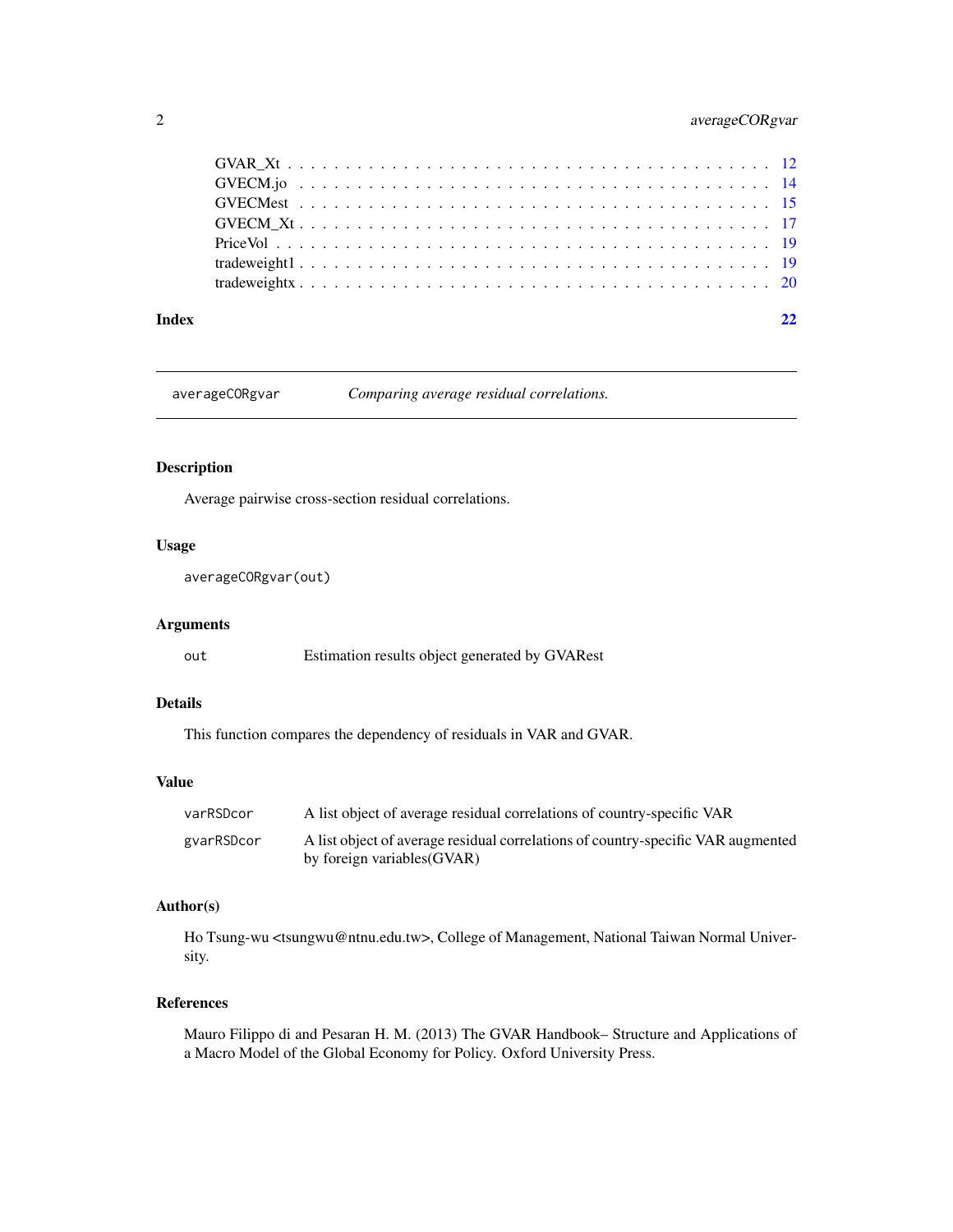GVAR_Xt . . . . . . . . . . . . . . . . . . . . . . . . . . . . . . . . . . . . . 12
GVECM.jo . . . . . . . . . . . . . . . . . . . . . . . . . . . . . . . . . . . . . 14
GVECMest . . . . . . . . . . . . . . . . . . . . . . . . . . . . . . . . . . . . . 15
GVECM_Xt . . . . . . . . . . . . . . . . . . . . . . . . . . . . . . . . . . . . . 17
PriceVol . . . . . . . . . . . . . . . . . . . . . . . . . . . . . . . . . . . . . 19
tradeweight1 . . . . . . . . . . . . . . . . . . . . . . . . . . . . . . . . . . . . . 19
tradeweightx . . . . . . . . . . . . . . . . . . . . . . . . . . . . . . . . . . . . . 20

**Index** **22**

---

## averageCORgvar *Comparing average residual correlations.*

---

### Description

Average pairwise cross-section residual correlations.

### Usage

```
averageCORgvar(out)
```

### Arguments

| | |
|---|---|
| `out` | Estimation results object generated by GVARest |

### Details

This function compares the dependency of residuals in VAR and GVAR.

### Value

| | |
|---|---|
| `varRSDcor` | A list object of average residual correlations of country-specific VAR |
| `gvarRSDcor` | A list object of average residual correlations of country-specific VAR augmented by foreign variables(GVAR) |

### Author(s)

Ho Tsung-wu <tsungwu@ntnu.edu.tw>, College of Management, National Taiwan Normal University.

### References

Mauro Filippo di and Pesaran H. M. (2013) The GVAR Handbook– Structure and Applications of a Macro Model of the Global Economy for Policy. Oxford University Press.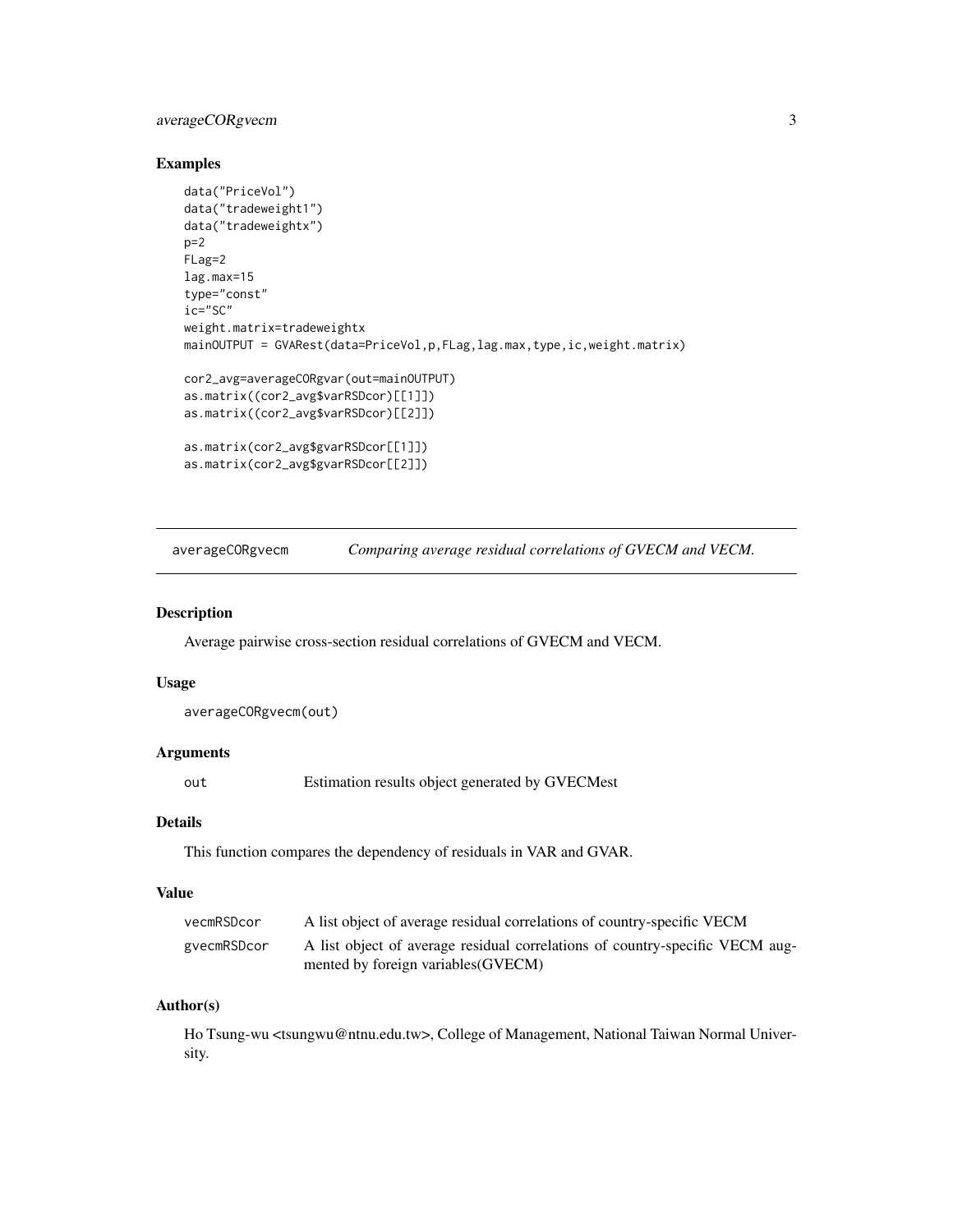## Examples

```
data("PriceVol")
data("tradeweight1")
data("tradeweightx")
p=2
FLag=2
lag.max=15
type="const"
ic="SC"
weight.matrix=tradeweightx
mainOUTPUT = GVARest(data=PriceVol,p,FLag,lag.max,type,ic,weight.matrix)

cor2_avg=averageCORgvar(out=mainOUTPUT)
as.matrix((cor2_avg$varRSDcor)[[1]])
as.matrix((cor2_avg$varRSDcor)[[2]])

as.matrix(cor2_avg$gvarRSDcor[[1]])
as.matrix(cor2_avg$gvarRSDcor[[2]])
```

---

# averageCORgvecm — *Comparing average residual correlations of GVECM and VECM.*

## Description

Average pairwise cross-section residual correlations of GVECM and VECM.

## Usage

```
averageCORgvecm(out)
```

## Arguments

| | |
|---|---|
| `out` | Estimation results object generated by GVECMest |

## Details

This function compares the dependency of residuals in VAR and GVAR.

## Value

| | |
|---|---|
| `vecmRSDcor` | A list object of average residual correlations of country-specific VECM |
| `gvecmRSDcor` | A list object of average residual correlations of country-specific VECM augmented by foreign variables(GVECM) |

## Author(s)

Ho Tsung-wu <tsungwu@ntnu.edu.tw>, College of Management, National Taiwan Normal University.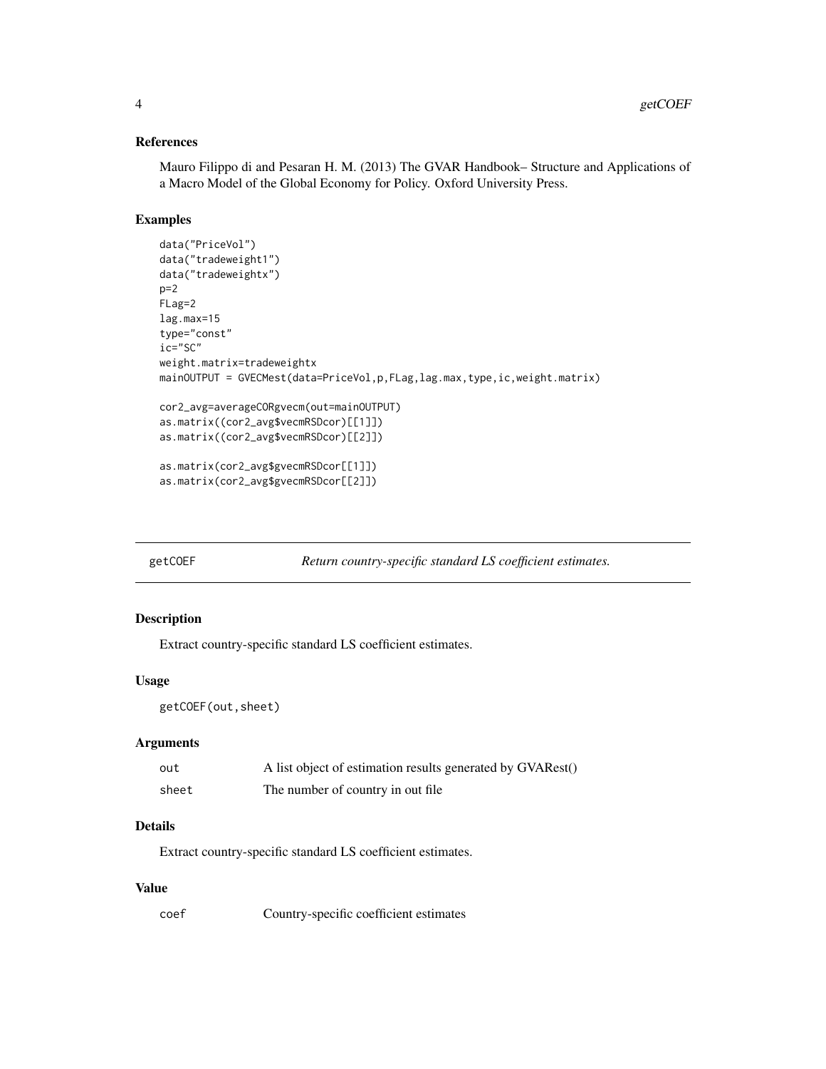### References

Mauro Filippo di and Pesaran H. M. (2013) The GVAR Handbook– Structure and Applications of a Macro Model of the Global Economy for Policy. Oxford University Press.

### Examples

```
data("PriceVol")
data("tradeweight1")
data("tradeweightx")
p=2
FLag=2
lag.max=15
type="const"
ic="SC"
weight.matrix=tradeweightx
mainOUTPUT = GVECMest(data=PriceVol,p,FLag,lag.max,type,ic,weight.matrix)

cor2_avg=averageCORgvecm(out=mainOUTPUT)
as.matrix((cor2_avg$vecmRSDcor)[[1]])
as.matrix((cor2_avg$vecmRSDcor)[[2]])

as.matrix(cor2_avg$gvecmRSDcor[[1]])
as.matrix(cor2_avg$gvecmRSDcor[[2]])
```

---

## getCOEF — *Return country-specific standard LS coefficient estimates.*

### Description

Extract country-specific standard LS coefficient estimates.

### Usage

```
getCOEF(out,sheet)
```

### Arguments

| | |
|---|---|
| out | A list object of estimation results generated by GVARest() |
| sheet | The number of country in out file |

### Details

Extract country-specific standard LS coefficient estimates.

### Value

| | |
|---|---|
| coef | Country-specific coefficient estimates |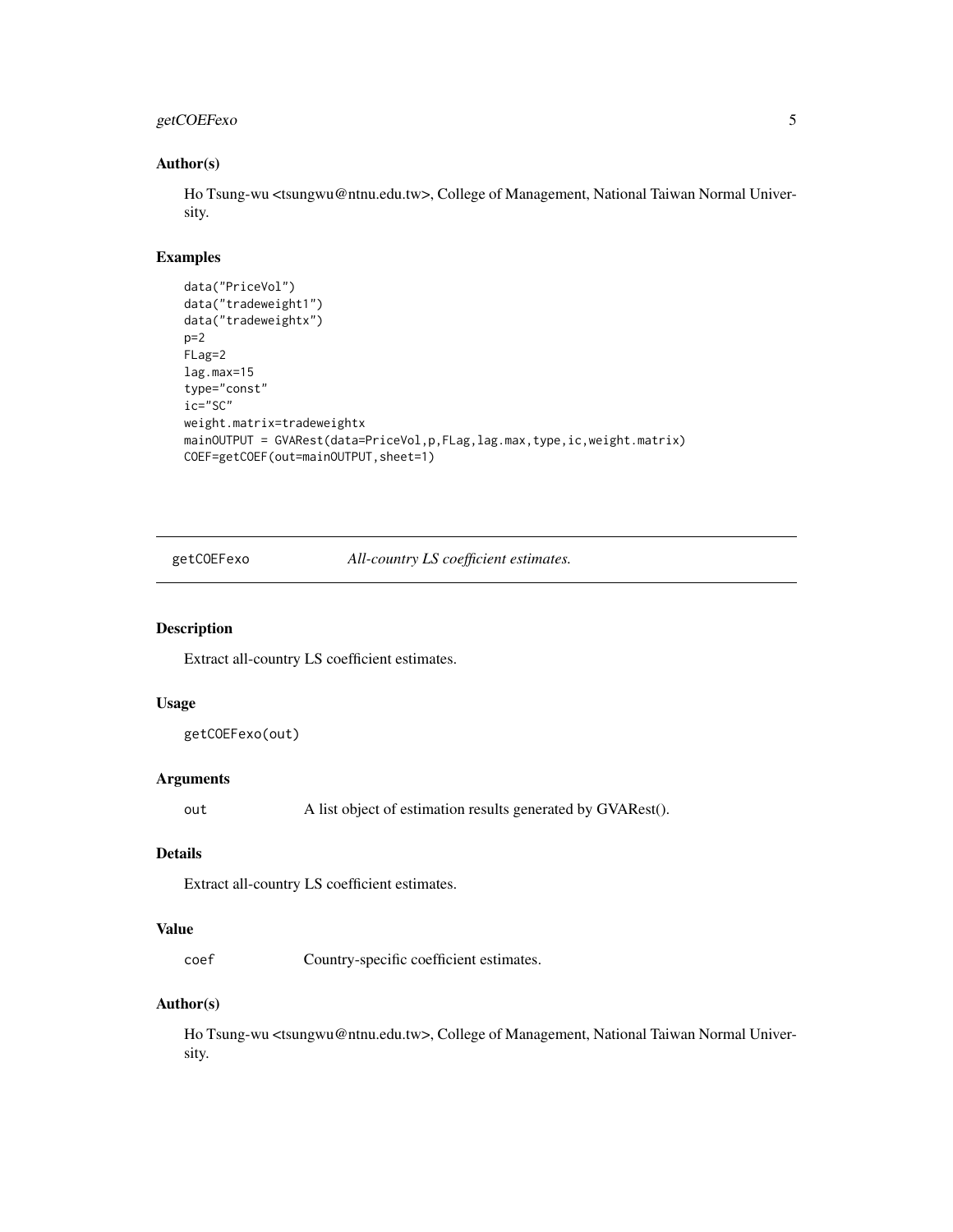## Author(s)

Ho Tsung-wu <tsungwu@ntnu.edu.tw>, College of Management, National Taiwan Normal University.

## Examples

```
data("PriceVol")
data("tradeweight1")
data("tradeweightx")
p=2
FLag=2
lag.max=15
type="const"
ic="SC"
weight.matrix=tradeweightx
mainOUTPUT = GVARest(data=PriceVol,p,FLag,lag.max,type,ic,weight.matrix)
COEF=getCOEF(out=mainOUTPUT,sheet=1)
```

---

# getCOEFexo — *All-country LS coefficient estimates.*

## Description

Extract all-country LS coefficient estimates.

## Usage

```
getCOEFexo(out)
```

## Arguments

| | |
|---|---|
| out | A list object of estimation results generated by GVARest(). |

## Details

Extract all-country LS coefficient estimates.

## Value

| | |
|---|---|
| coef | Country-specific coefficient estimates. |

## Author(s)

Ho Tsung-wu <tsungwu@ntnu.edu.tw>, College of Management, National Taiwan Normal University.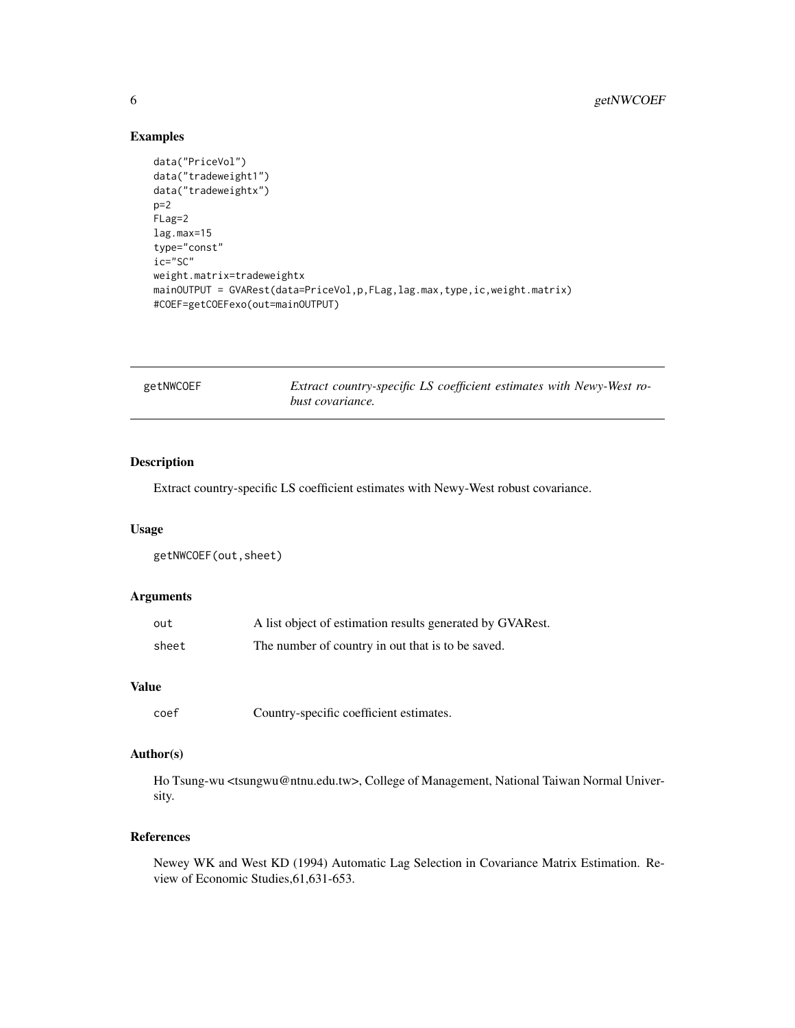## Examples

```
data("PriceVol")
data("tradeweight1")
data("tradeweightx")
p=2
FLag=2
lag.max=15
type="const"
ic="SC"
weight.matrix=tradeweightx
mainOUTPUT = GVARest(data=PriceVol,p,FLag,lag.max,type,ic,weight.matrix)
#COEF=getCOEFexo(out=mainOUTPUT)
```

---

# getNWCOEF — *Extract country-specific LS coefficient estimates with Newy-West robust covariance.*

---

## Description

Extract country-specific LS coefficient estimates with Newy-West robust covariance.

## Usage

```
getNWCOEF(out,sheet)
```

## Arguments

| | |
|---|---|
| out | A list object of estimation results generated by GVARest. |
| sheet | The number of country in out that is to be saved. |

## Value

| | |
|---|---|
| coef | Country-specific coefficient estimates. |

## Author(s)

Ho Tsung-wu <tsungwu@ntnu.edu.tw>, College of Management, National Taiwan Normal University.

## References

Newey WK and West KD (1994) Automatic Lag Selection in Covariance Matrix Estimation. Review of Economic Studies,61,631-653.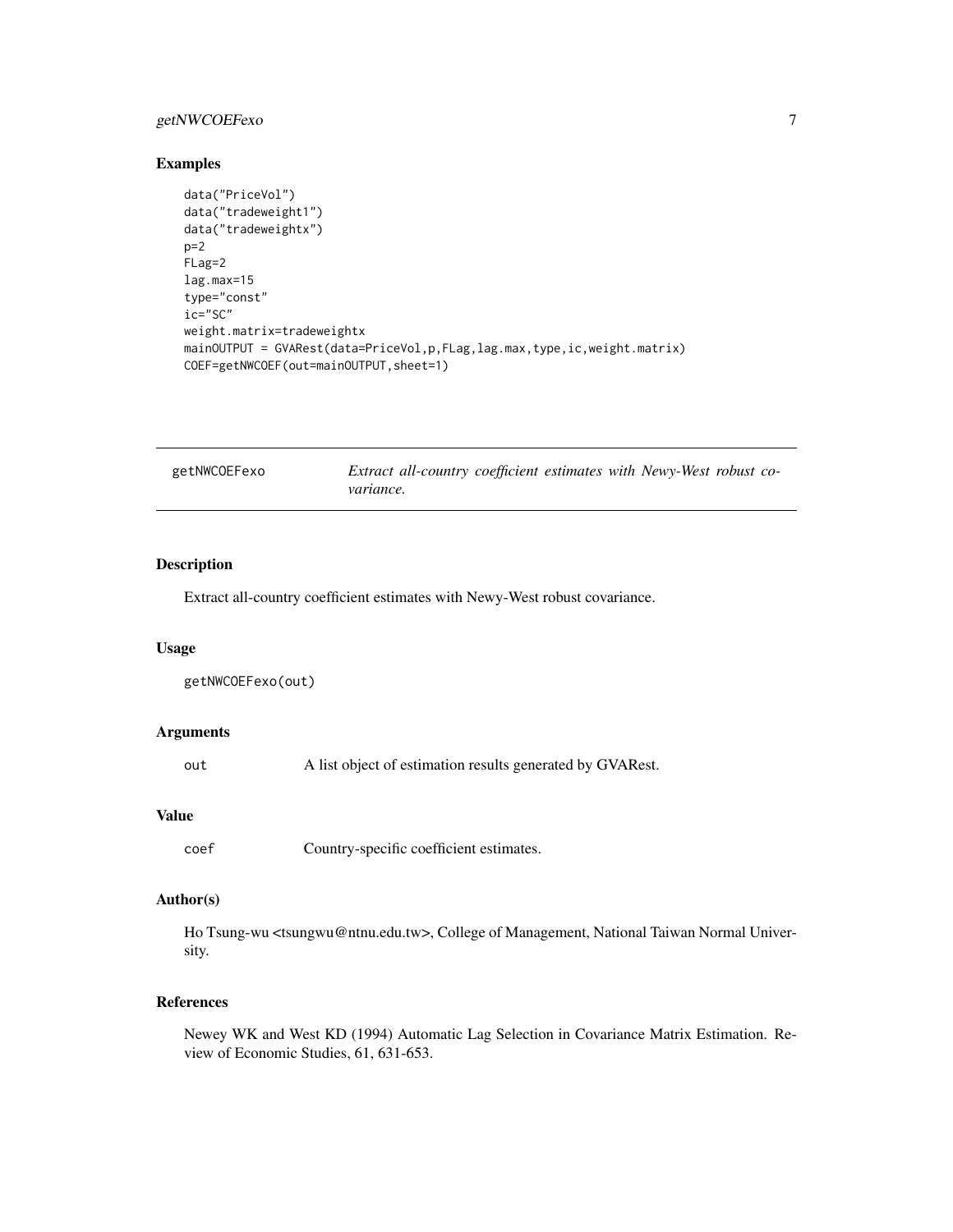### Examples

```
data("PriceVol")
data("tradeweight1")
data("tradeweightx")
p=2
FLag=2
lag.max=15
type="const"
ic="SC"
weight.matrix=tradeweightx
mainOUTPUT = GVARest(data=PriceVol,p,FLag,lag.max,type,ic,weight.matrix)
COEF=getNWCOEF(out=mainOUTPUT,sheet=1)
```

---

## getNWCOEFexo — *Extract all-country coefficient estimates with Newy-West robust covariance.*

---

### Description

Extract all-country coefficient estimates with Newy-West robust covariance.

### Usage

```
getNWCOEFexo(out)
```

### Arguments

| | |
|---|---|
| out | A list object of estimation results generated by GVARest. |

### Value

| | |
|---|---|
| coef | Country-specific coefficient estimates. |

### Author(s)

Ho Tsung-wu <tsungwu@ntnu.edu.tw>, College of Management, National Taiwan Normal University.

### References

Newey WK and West KD (1994) Automatic Lag Selection in Covariance Matrix Estimation. Review of Economic Studies, 61, 631-653.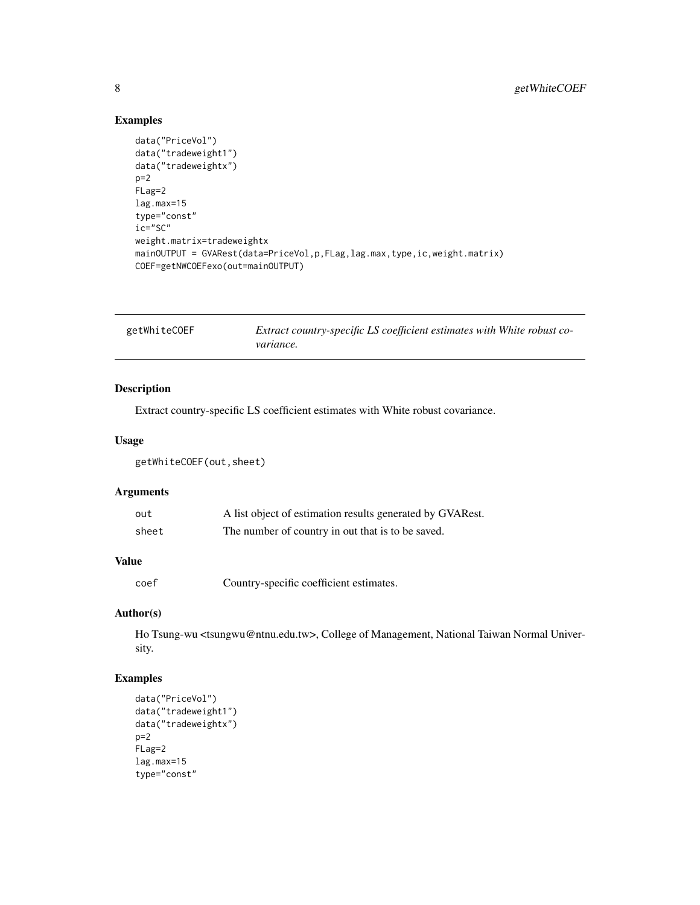## Examples

```
data("PriceVol")
data("tradeweight1")
data("tradeweightx")
p=2
FLag=2
lag.max=15
type="const"
ic="SC"
weight.matrix=tradeweightx
mainOUTPUT = GVARest(data=PriceVol,p,FLag,lag.max,type,ic,weight.matrix)
COEF=getNWCOEFexo(out=mainOUTPUT)
```

---

# getWhiteCOEF — *Extract country-specific LS coefficient estimates with White robust covariance.*

---

## Description

Extract country-specific LS coefficient estimates with White robust covariance.

## Usage

```
getWhiteCOEF(out,sheet)
```

## Arguments

| | |
|---|---|
| `out` | A list object of estimation results generated by GVARest. |
| `sheet` | The number of country in out that is to be saved. |

## Value

| | |
|---|---|
| `coef` | Country-specific coefficient estimates. |

## Author(s)

Ho Tsung-wu <tsungwu@ntnu.edu.tw>, College of Management, National Taiwan Normal University.

## Examples

```
data("PriceVol")
data("tradeweight1")
data("tradeweightx")
p=2
FLag=2
lag.max=15
type="const"
```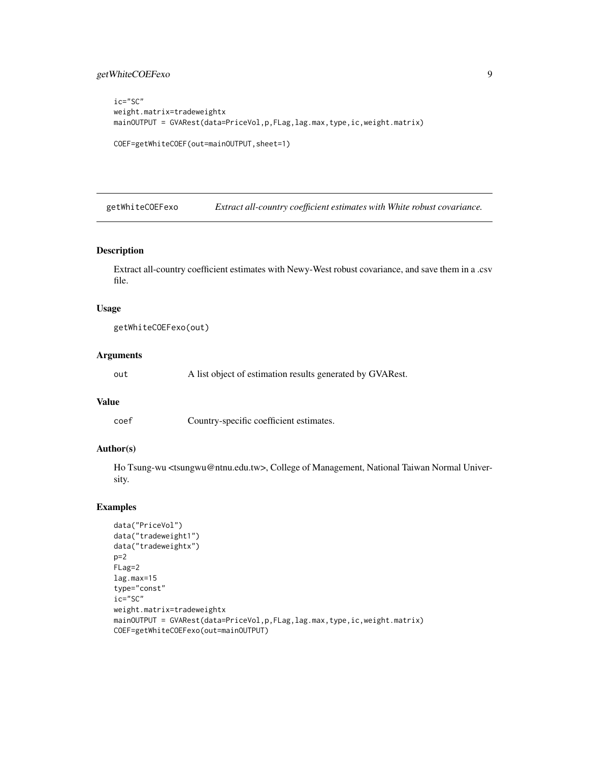```
ic="SC"
weight.matrix=tradeweightx
mainOUTPUT = GVARest(data=PriceVol,p,FLag,lag.max,type,ic,weight.matrix)

COEF=getWhiteCOEF(out=mainOUTPUT,sheet=1)
```

## getWhiteCOEFexo — *Extract all-country coefficient estimates with White robust covariance.*

### Description

Extract all-country coefficient estimates with Newy-West robust covariance, and save them in a .csv file.

### Usage

```
getWhiteCOEFexo(out)
```

### Arguments

| | |
|---|---|
| `out` | A list object of estimation results generated by GVARest. |

### Value

| | |
|---|---|
| `coef` | Country-specific coefficient estimates. |

### Author(s)

Ho Tsung-wu <tsungwu@ntnu.edu.tw>, College of Management, National Taiwan Normal University.

### Examples

```
data("PriceVol")
data("tradeweight1")
data("tradeweightx")
p=2
FLag=2
lag.max=15
type="const"
ic="SC"
weight.matrix=tradeweightx
mainOUTPUT = GVARest(data=PriceVol,p,FLag,lag.max,type,ic,weight.matrix)
COEF=getWhiteCOEFexo(out=mainOUTPUT)
```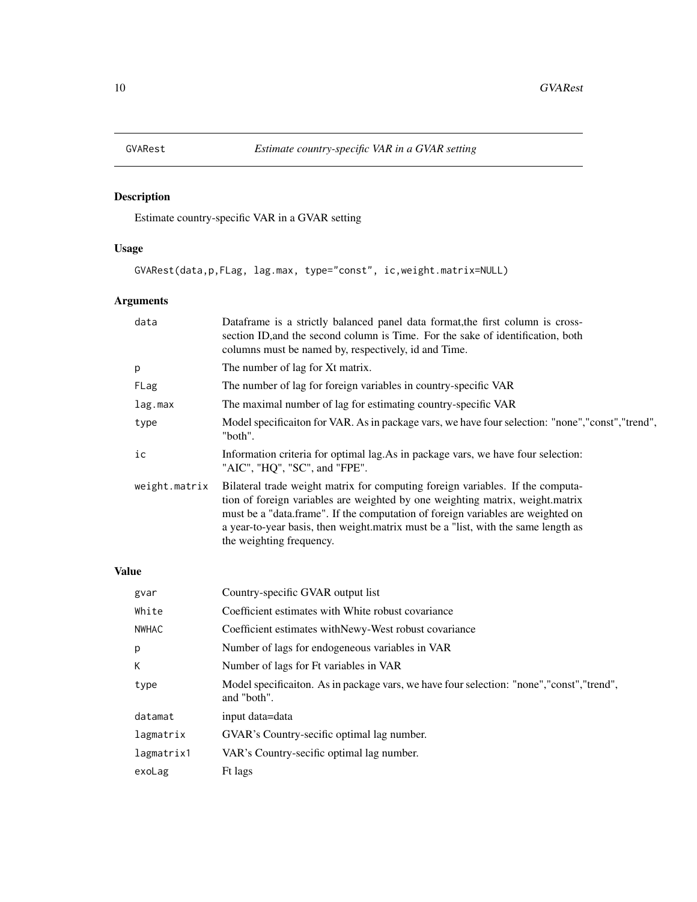# GVARest — *Estimate country-specific VAR in a GVAR setting*

## Description

Estimate country-specific VAR in a GVAR setting

## Usage

```
GVARest(data,p,FLag, lag.max, type="const", ic,weight.matrix=NULL)
```

## Arguments

| | |
|---|---|
| data | Dataframe is a strictly balanced panel data format,the first column is cross-section ID,and the second column is Time. For the sake of identification, both columns must be named by, respectively, id and Time. |
| p | The number of lag for Xt matrix. |
| FLag | The number of lag for foreign variables in country-specific VAR |
| lag.max | The maximal number of lag for estimating country-specific VAR |
| type | Model specificaiton for VAR. As in package vars, we have four selection: "none","const","trend", "both". |
| ic | Information criteria for optimal lag.As in package vars, we have four selection: "AIC", "HQ", "SC", and "FPE". |
| weight.matrix | Bilateral trade weight matrix for computing foreign variables. If the computation of foreign variables are weighted by one weighting matrix, weight.matrix must be a "data.frame". If the computation of foreign variables are weighted on a year-to-year basis, then weight.matrix must be a "list, with the same length as the weighting frequency. |

## Value

| | |
|---|---|
| gvar | Country-specific GVAR output list |
| White | Coefficient estimates with White robust covariance |
| NWHAC | Coefficient estimates withNewy-West robust covariance |
| p | Number of lags for endogeneous variables in VAR |
| K | Number of lags for Ft variables in VAR |
| type | Model specificaiton. As in package vars, we have four selection: "none","const","trend", and "both". |
| datamat | input data=data |
| lagmatrix | GVAR's Country-secific optimal lag number. |
| lagmatrix1 | VAR's Country-secific optimal lag number. |
| exoLag | Ft lags |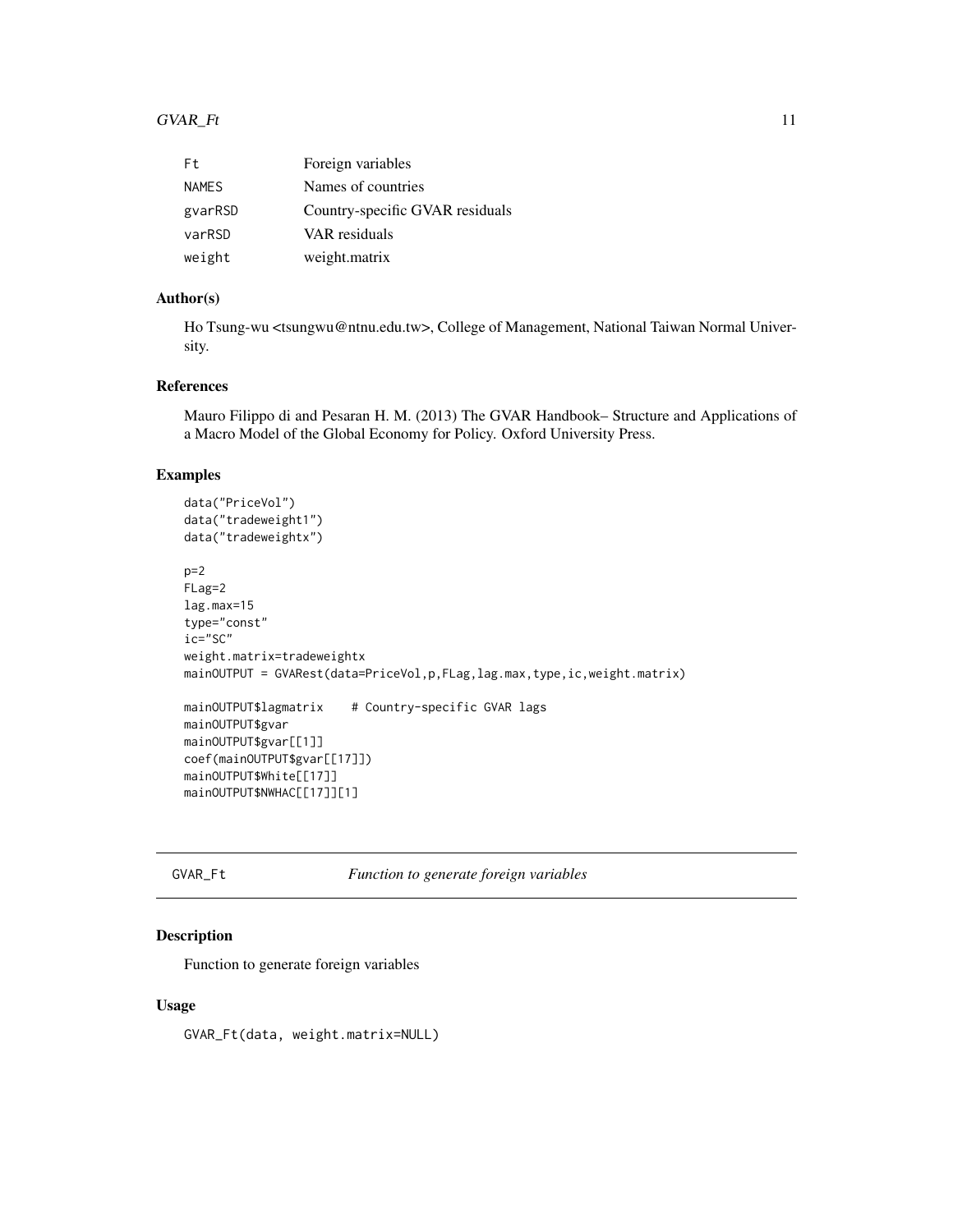| | |
|---|---|
| Ft | Foreign variables |
| NAMES | Names of countries |
| gvarRSD | Country-specific GVAR residuals |
| varRSD | VAR residuals |
| weight | weight.matrix |

### Author(s)

Ho Tsung-wu <tsungwu@ntnu.edu.tw>, College of Management, National Taiwan Normal University.

### References

Mauro Filippo di and Pesaran H. M. (2013) The GVAR Handbook– Structure and Applications of a Macro Model of the Global Economy for Policy. Oxford University Press.

### Examples

```
data("PriceVol")
data("tradeweight1")
data("tradeweightx")

p=2
FLag=2
lag.max=15
type="const"
ic="SC"
weight.matrix=tradeweightx
mainOUTPUT = GVARest(data=PriceVol,p,FLag,lag.max,type,ic,weight.matrix)

mainOUTPUT$lagmatrix    # Country-specific GVAR lags
mainOUTPUT$gvar
mainOUTPUT$gvar[[1]]
coef(mainOUTPUT$gvar[[17]])
mainOUTPUT$White[[17]]
mainOUTPUT$NWHAC[[17]][1]
```

---

## GVAR_Ft *Function to generate foreign variables*

---

### Description

Function to generate foreign variables

### Usage

```
GVAR_Ft(data, weight.matrix=NULL)
```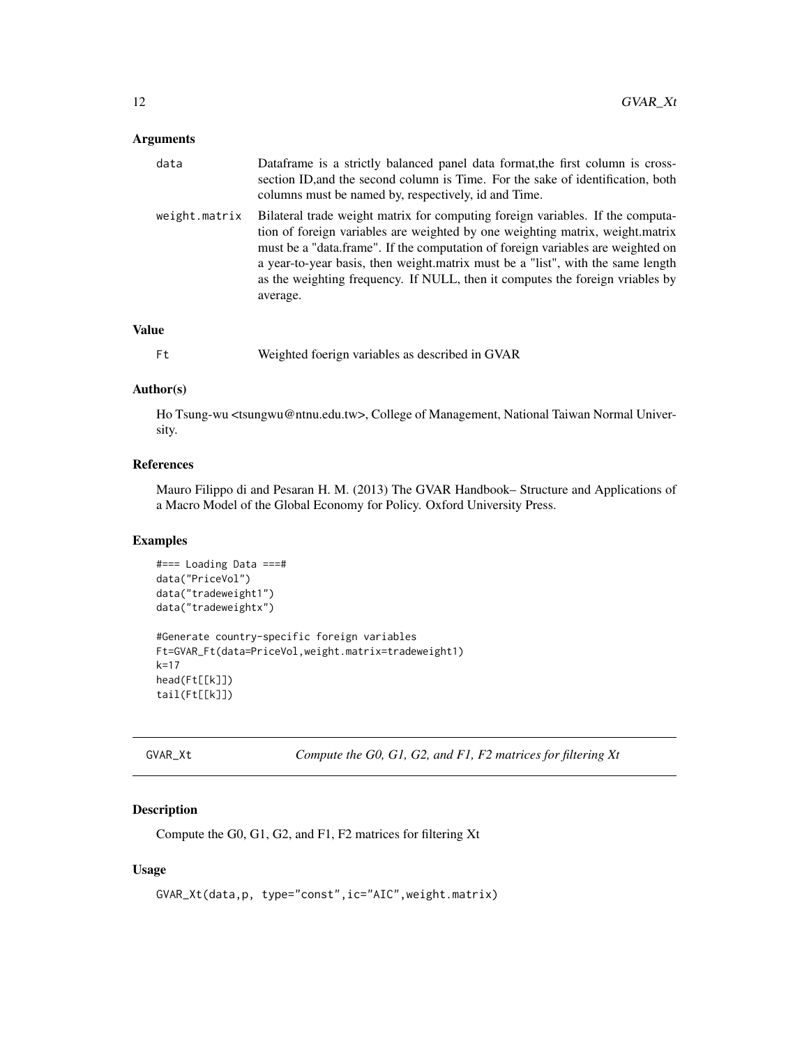### Arguments

**data** — Dataframe is a strictly balanced panel data format,the first column is cross-section ID,and the second column is Time. For the sake of identification, both columns must be named by, respectively, id and Time.

**weight.matrix** — Bilateral trade weight matrix for computing foreign variables. If the computation of foreign variables are weighted by one weighting matrix, weight.matrix must be a "data.frame". If the computation of foreign variables are weighted on a year-to-year basis, then weight.matrix must be a "list", with the same length as the weighting frequency. If NULL, then it computes the foreign vriables by average.

### Value

**Ft** — Weighted foerign variables as described in GVAR

### Author(s)

Ho Tsung-wu <tsungwu@ntnu.edu.tw>, College of Management, National Taiwan Normal University.

### References

Mauro Filippo di and Pesaran H. M. (2013) The GVAR Handbook– Structure and Applications of a Macro Model of the Global Economy for Policy. Oxford University Press.

### Examples

```
#=== Loading Data ===#
data("PriceVol")
data("tradeweight1")
data("tradeweightx")

#Generate country-specific foreign variables
Ft=GVAR_Ft(data=PriceVol,weight.matrix=tradeweight1)
k=17
head(Ft[[k]])
tail(Ft[[k]])
```

---

## GVAR_Xt — *Compute the G0, G1, G2, and F1, F2 matrices for filtering Xt*

### Description

Compute the G0, G1, G2, and F1, F2 matrices for filtering Xt

### Usage

```
GVAR_Xt(data,p, type="const",ic="AIC",weight.matrix)
```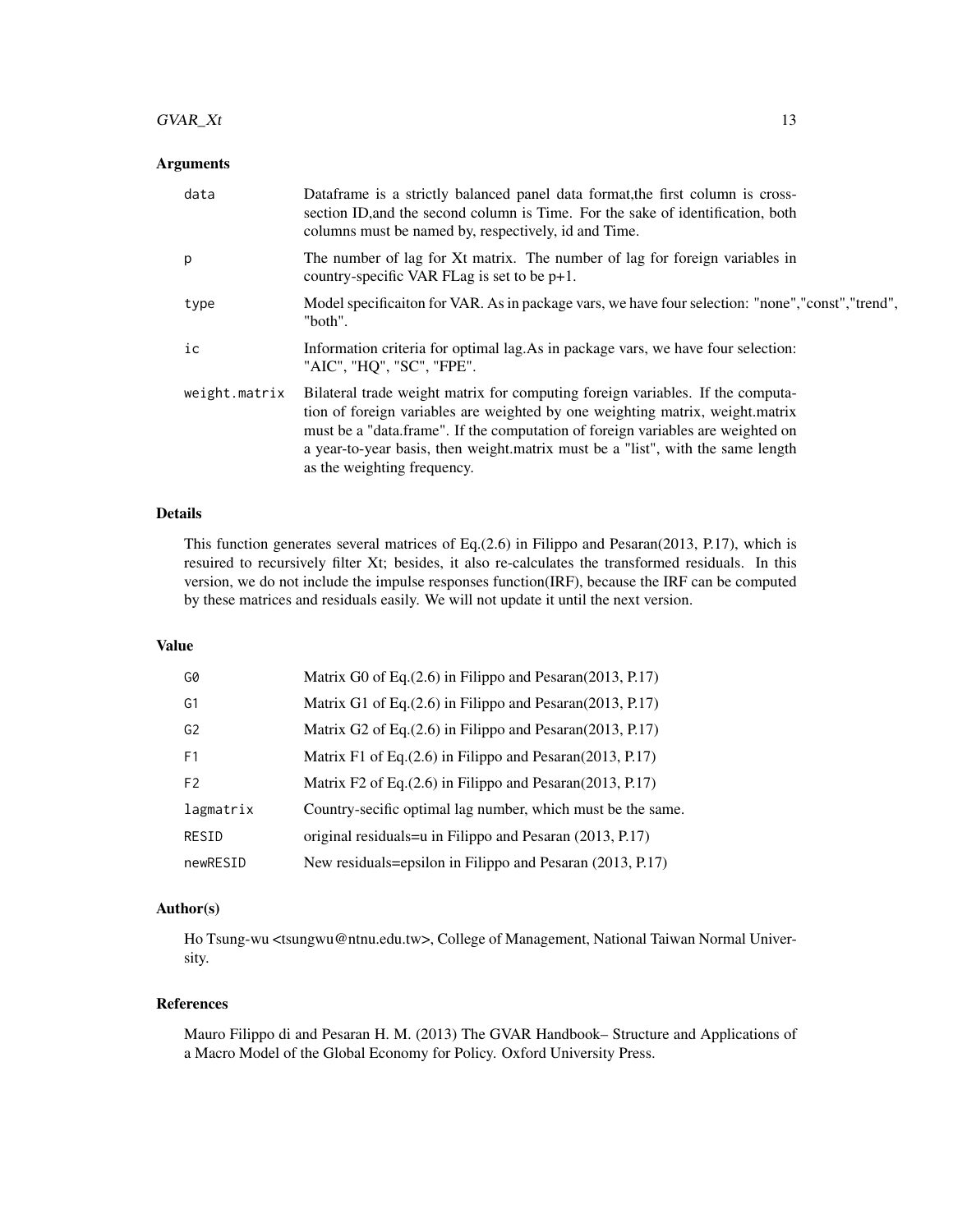## Arguments

| | |
|---|---|
| data | Dataframe is a strictly balanced panel data format,the first column is cross-section ID,and the second column is Time. For the sake of identification, both columns must be named by, respectively, id and Time. |
| p | The number of lag for Xt matrix. The number of lag for foreign variables in country-specific VAR FLag is set to be p+1. |
| type | Model specificaiton for VAR. As in package vars, we have four selection: "none","const","trend", "both". |
| ic | Information criteria for optimal lag.As in package vars, we have four selection: "AIC", "HQ", "SC", "FPE". |
| weight.matrix | Bilateral trade weight matrix for computing foreign variables. If the computation of foreign variables are weighted by one weighting matrix, weight.matrix must be a "data.frame". If the computation of foreign variables are weighted on a year-to-year basis, then weight.matrix must be a "list", with the same length as the weighting frequency. |

## Details

This function generates several matrices of Eq.(2.6) in Filippo and Pesaran(2013, P.17), which is resuired to recursively filter Xt; besides, it also re-calculates the transformed residuals. In this version, we do not include the impulse responses function(IRF), because the IRF can be computed by these matrices and residuals easily. We will not update it until the next version.

## Value

| | |
|---|---|
| G0 | Matrix G0 of Eq.(2.6) in Filippo and Pesaran(2013, P.17) |
| G1 | Matrix G1 of Eq.(2.6) in Filippo and Pesaran(2013, P.17) |
| G2 | Matrix G2 of Eq.(2.6) in Filippo and Pesaran(2013, P.17) |
| F1 | Matrix F1 of Eq.(2.6) in Filippo and Pesaran(2013, P.17) |
| F2 | Matrix F2 of Eq.(2.6) in Filippo and Pesaran(2013, P.17) |
| lagmatrix | Country-secific optimal lag number, which must be the same. |
| RESID | original residuals=u in Filippo and Pesaran (2013, P.17) |
| newRESID | New residuals=epsilon in Filippo and Pesaran (2013, P.17) |

## Author(s)

Ho Tsung-wu <tsungwu@ntnu.edu.tw>, College of Management, National Taiwan Normal University.

## References

Mauro Filippo di and Pesaran H. M. (2013) The GVAR Handbook– Structure and Applications of a Macro Model of the Global Economy for Policy. Oxford University Press.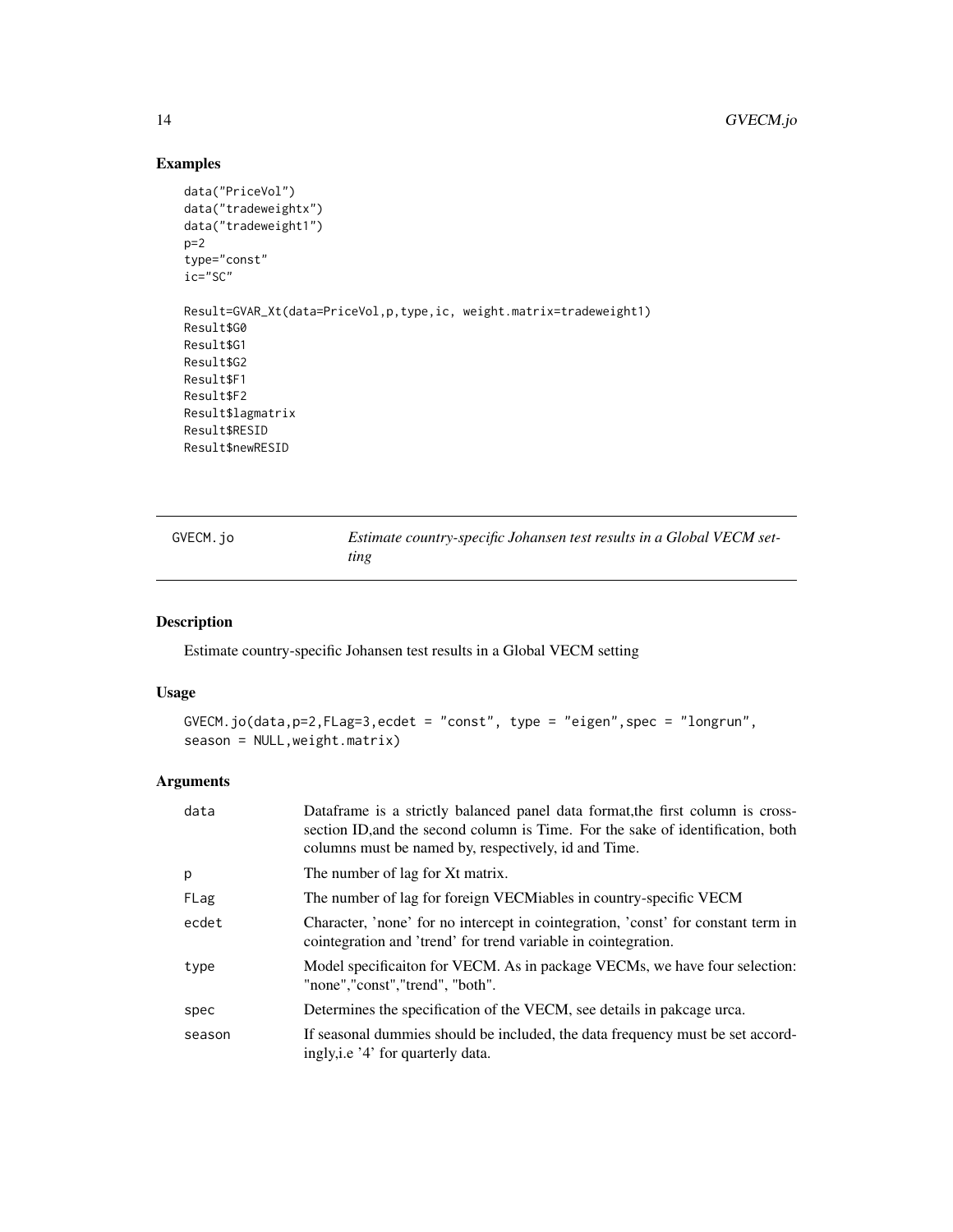## Examples

```
data("PriceVol")
data("tradeweightx")
data("tradeweight1")
p=2
type="const"
ic="SC"

Result=GVAR_Xt(data=PriceVol,p,type,ic, weight.matrix=tradeweight1)
Result$G0
Result$G1
Result$G2
Result$F1
Result$F2
Result$lagmatrix
Result$RESID
Result$newRESID
```

---

# GVECM.jo — *Estimate country-specific Johansen test results in a Global VECM setting*

## Description

Estimate country-specific Johansen test results in a Global VECM setting

## Usage

```
GVECM.jo(data,p=2,FLag=3,ecdet = "const", type = "eigen",spec = "longrun",
season = NULL,weight.matrix)
```

## Arguments

| | |
|---|---|
| data | Dataframe is a strictly balanced panel data format,the first column is cross-section ID,and the second column is Time. For the sake of identification, both columns must be named by, respectively, id and Time. |
| p | The number of lag for Xt matrix. |
| FLag | The number of lag for foreign VECMiables in country-specific VECM |
| ecdet | Character, 'none' for no intercept in cointegration, 'const' for constant term in cointegration and 'trend' for trend variable in cointegration. |
| type | Model specificaiton for VECM. As in package VECMs, we have four selection: "none","const","trend", "both". |
| spec | Determines the specification of the VECM, see details in pakcage urca. |
| season | If seasonal dummies should be included, the data frequency must be set accordingly,i.e '4' for quarterly data. |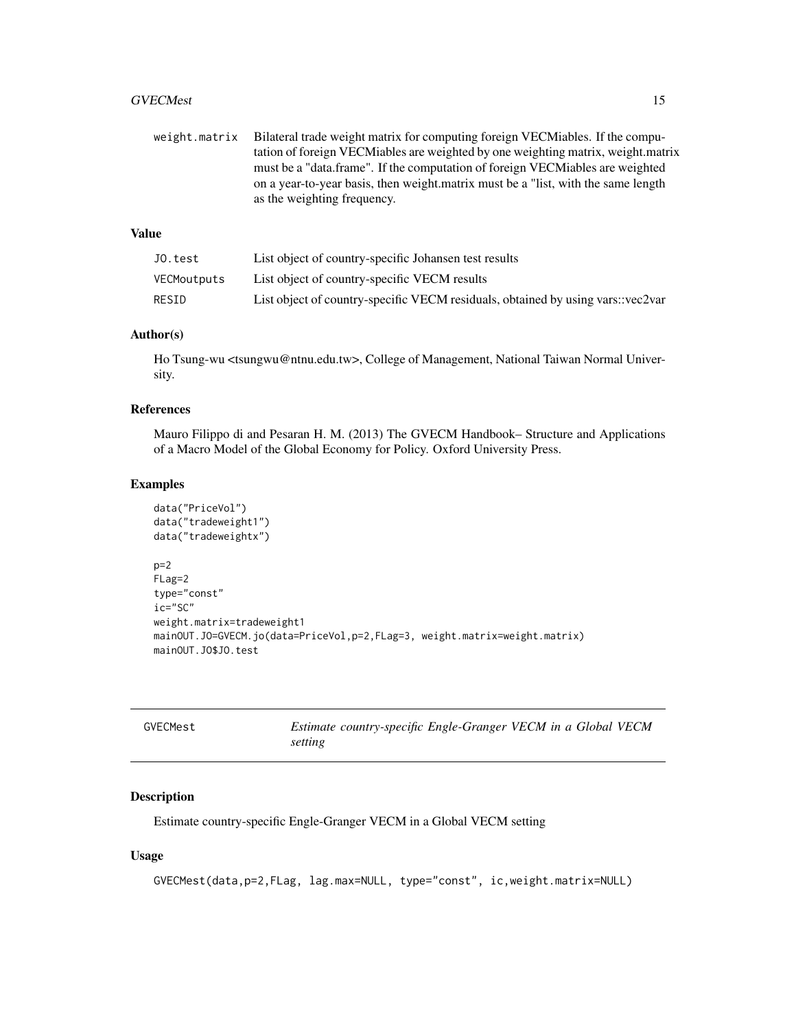weight.matrix Bilateral trade weight matrix for computing foreign VECMiables. If the computation of foreign VECMiables are weighted by one weighting matrix, weight.matrix must be a "data.frame". If the computation of foreign VECMiables are weighted on a year-to-year basis, then weight.matrix must be a "list, with the same length as the weighting frequency.

## Value

| | |
|---|---|
| JO.test | List object of country-specific Johansen test results |
| VECMoutputs | List object of country-specific VECM results |
| RESID | List object of country-specific VECM residuals, obtained by using vars::vec2var |

## Author(s)

Ho Tsung-wu <tsungwu@ntnu.edu.tw>, College of Management, National Taiwan Normal University.

## References

Mauro Filippo di and Pesaran H. M. (2013) The GVECM Handbook– Structure and Applications of a Macro Model of the Global Economy for Policy. Oxford University Press.

## Examples

```
data("PriceVol")
data("tradeweight1")
data("tradeweightx")

p=2
FLag=2
type="const"
ic="SC"
weight.matrix=tradeweight1
mainOUT.JO=GVECM.jo(data=PriceVol,p=2,FLag=3, weight.matrix=weight.matrix)
mainOUT.JO$JO.test
```

---

# GVECMest *Estimate country-specific Engle-Granger VECM in a Global VECM setting*

## Description

Estimate country-specific Engle-Granger VECM in a Global VECM setting

## Usage

```
GVECMest(data,p=2,FLag, lag.max=NULL, type="const", ic,weight.matrix=NULL)
```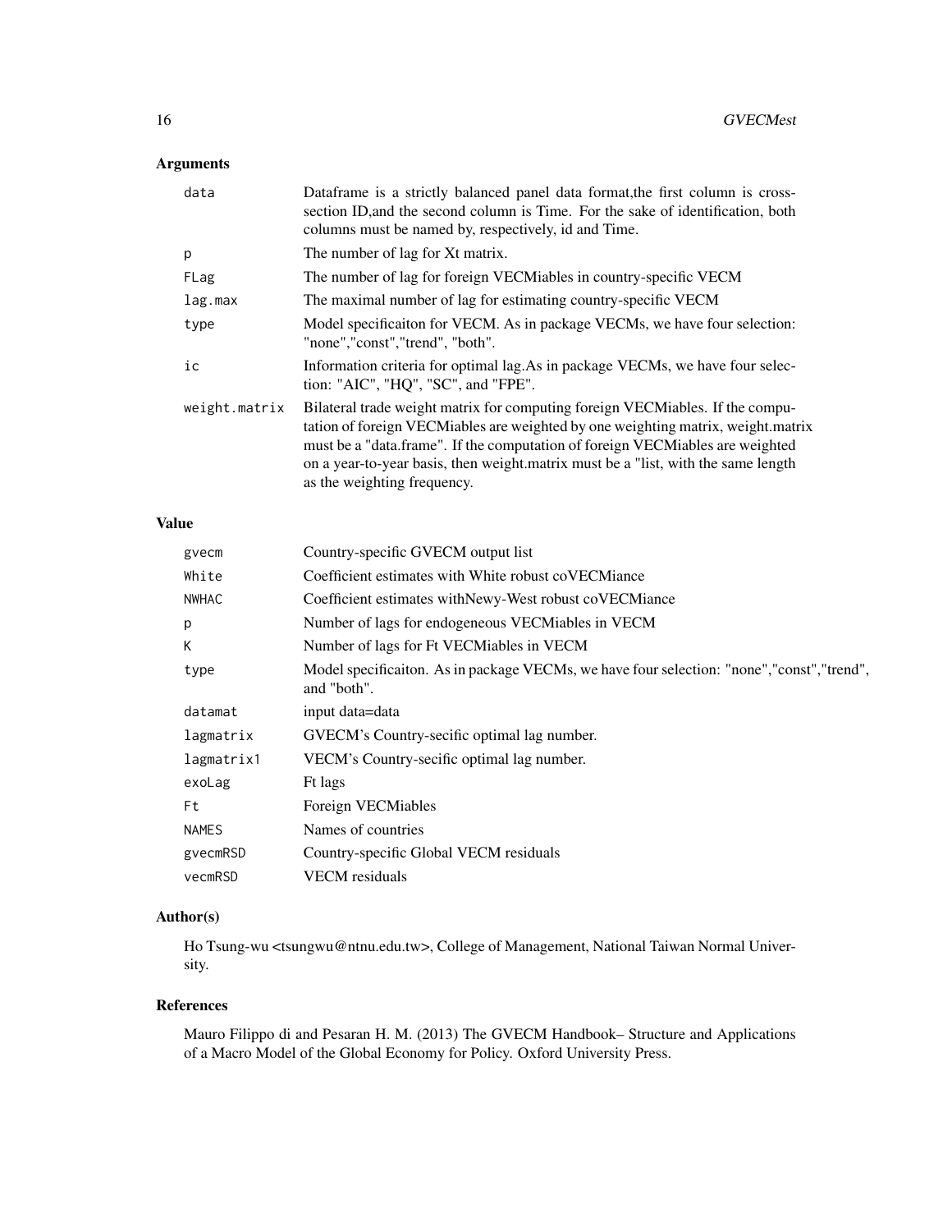## Arguments

| | |
|---|---|
| data | Dataframe is a strictly balanced panel data format,the first column is cross-section ID,and the second column is Time. For the sake of identification, both columns must be named by, respectively, id and Time. |
| p | The number of lag for Xt matrix. |
| FLag | The number of lag for foreign VECMiables in country-specific VECM |
| lag.max | The maximal number of lag for estimating country-specific VECM |
| type | Model specificaiton for VECM. As in package VECMs, we have four selection: "none","const","trend", "both". |
| ic | Information criteria for optimal lag.As in package VECMs, we have four selection: "AIC", "HQ", "SC", and "FPE". |
| weight.matrix | Bilateral trade weight matrix for computing foreign VECMiables. If the computation of foreign VECMiables are weighted by one weighting matrix, weight.matrix must be a "data.frame". If the computation of foreign VECMiables are weighted on a year-to-year basis, then weight.matrix must be a "list, with the same length as the weighting frequency. |

## Value

| | |
|---|---|
| gvecm | Country-specific GVECM output list |
| White | Coefficient estimates with White robust coVECMiance |
| NWHAC | Coefficient estimates withNewy-West robust coVECMiance |
| p | Number of lags for endogeneous VECMiables in VECM |
| K | Number of lags for Ft VECMiables in VECM |
| type | Model specificaiton. As in package VECMs, we have four selection: "none","const","trend", and "both". |
| datamat | input data=data |
| lagmatrix | GVECM's Country-secific optimal lag number. |
| lagmatrix1 | VECM's Country-secific optimal lag number. |
| exoLag | Ft lags |
| Ft | Foreign VECMiables |
| NAMES | Names of countries |
| gvecmRSD | Country-specific Global VECM residuals |
| vecmRSD | VECM residuals |

## Author(s)

Ho Tsung-wu <tsungwu@ntnu.edu.tw>, College of Management, National Taiwan Normal University.

## References

Mauro Filippo di and Pesaran H. M. (2013) The GVECM Handbook– Structure and Applications of a Macro Model of the Global Economy for Policy. Oxford University Press.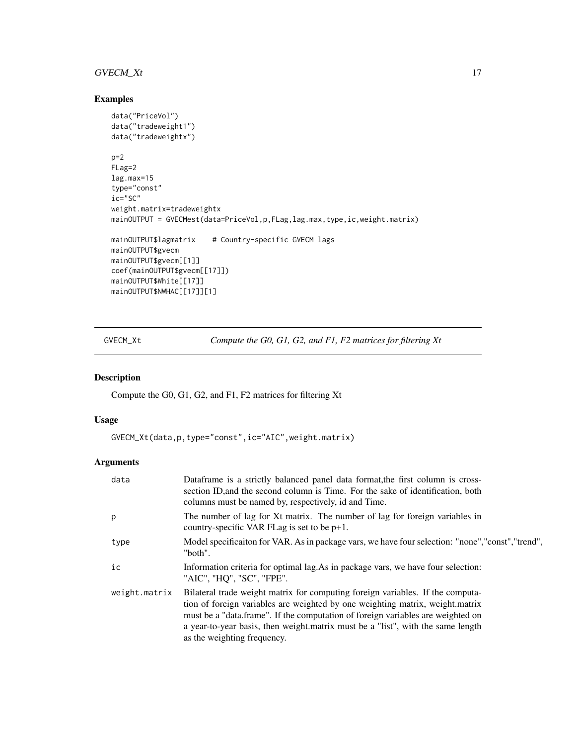## Examples

```
data("PriceVol")
data("tradeweight1")
data("tradeweightx")

p=2
FLag=2
lag.max=15
type="const"
ic="SC"
weight.matrix=tradeweightx
mainOUTPUT = GVECMest(data=PriceVol,p,FLag,lag.max,type,ic,weight.matrix)

mainOUTPUT$lagmatrix    # Country-specific GVECM lags
mainOUTPUT$gvecm
mainOUTPUT$gvecm[[1]]
coef(mainOUTPUT$gvecm[[17]])
mainOUTPUT$White[[17]]
mainOUTPUT$NWHAC[[17]][1]
```

---

# GVECM_Xt — *Compute the G0, G1, G2, and F1, F2 matrices for filtering Xt*

## Description

Compute the G0, G1, G2, and F1, F2 matrices for filtering Xt

## Usage

```
GVECM_Xt(data,p,type="const",ic="AIC",weight.matrix)
```

## Arguments

| Argument | Description |
|---|---|
| data | Dataframe is a strictly balanced panel data format,the first column is cross-section ID,and the second column is Time. For the sake of identification, both columns must be named by, respectively, id and Time. |
| p | The number of lag for Xt matrix. The number of lag for foreign variables in country-specific VAR FLag is set to be p+1. |
| type | Model specificaiton for VAR. As in package vars, we have four selection: "none","const","trend", "both". |
| ic | Information criteria for optimal lag.As in package vars, we have four selection: "AIC", "HQ", "SC", "FPE". |
| weight.matrix | Bilateral trade weight matrix for computing foreign variables. If the computation of foreign variables are weighted by one weighting matrix, weight.matrix must be a "data.frame". If the computation of foreign variables are weighted on a year-to-year basis, then weight.matrix must be a "list", with the same length as the weighting frequency. |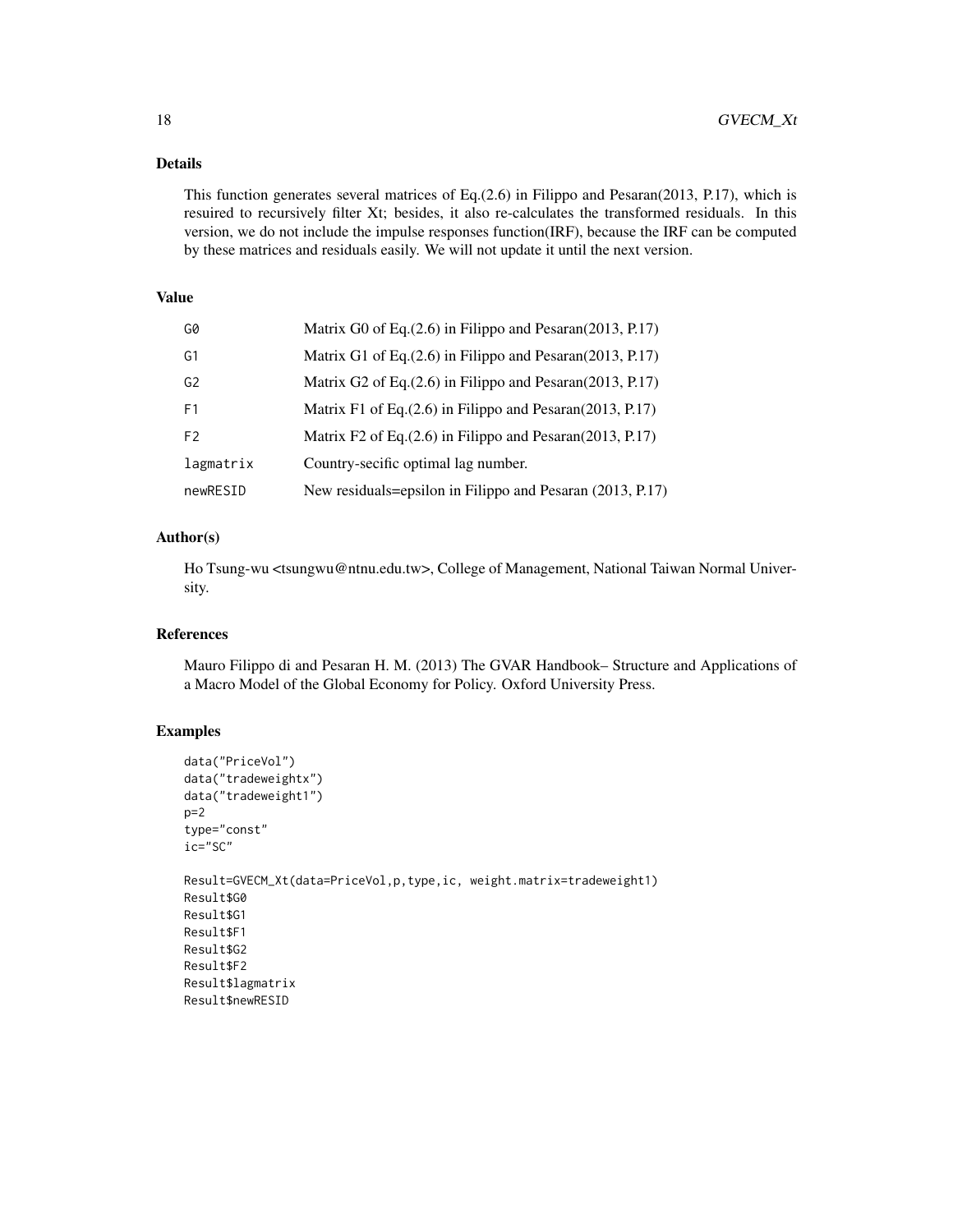## Details

This function generates several matrices of Eq.(2.6) in Filippo and Pesaran(2013, P.17), which is resuired to recursively filter Xt; besides, it also re-calculates the transformed residuals. In this version, we do not include the impulse responses function(IRF), because the IRF can be computed by these matrices and residuals easily. We will not update it until the next version.

## Value

| | |
|---|---|
| G0 | Matrix G0 of Eq.(2.6) in Filippo and Pesaran(2013, P.17) |
| G1 | Matrix G1 of Eq.(2.6) in Filippo and Pesaran(2013, P.17) |
| G2 | Matrix G2 of Eq.(2.6) in Filippo and Pesaran(2013, P.17) |
| F1 | Matrix F1 of Eq.(2.6) in Filippo and Pesaran(2013, P.17) |
| F2 | Matrix F2 of Eq.(2.6) in Filippo and Pesaran(2013, P.17) |
| lagmatrix | Country-secific optimal lag number. |
| newRESID | New residuals=epsilon in Filippo and Pesaran (2013, P.17) |

## Author(s)

Ho Tsung-wu <tsungwu@ntnu.edu.tw>, College of Management, National Taiwan Normal University.

## References

Mauro Filippo di and Pesaran H. M. (2013) The GVAR Handbook– Structure and Applications of a Macro Model of the Global Economy for Policy. Oxford University Press.

## Examples

```
data("PriceVol")
data("tradeweightx")
data("tradeweight1")
p=2
type="const"
ic="SC"

Result=GVECM_Xt(data=PriceVol,p,type,ic, weight.matrix=tradeweight1)
Result$G0
Result$G1
Result$F1
Result$G2
Result$F2
Result$lagmatrix
Result$newRESID
```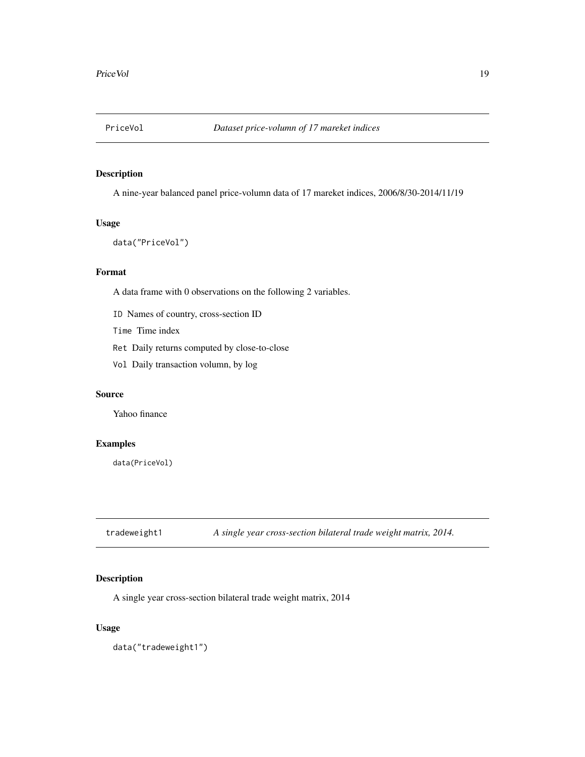## PriceVol *Dataset price-volumn of 17 mareket indices*

### Description

A nine-year balanced panel price-volumn data of 17 mareket indices, 2006/8/30-2014/11/19

### Usage

```
data("PriceVol")
```

### Format

A data frame with 0 observations on the following 2 variables.

`ID` Names of country, cross-section ID

`Time` Time index

`Ret` Daily returns computed by close-to-close

`Vol` Daily transaction volumn, by log

### Source

Yahoo finance

### Examples

```
data(PriceVol)
```

## tradeweight1 *A single year cross-section bilateral trade weight matrix, 2014.*

### Description

A single year cross-section bilateral trade weight matrix, 2014

### Usage

```
data("tradeweight1")
```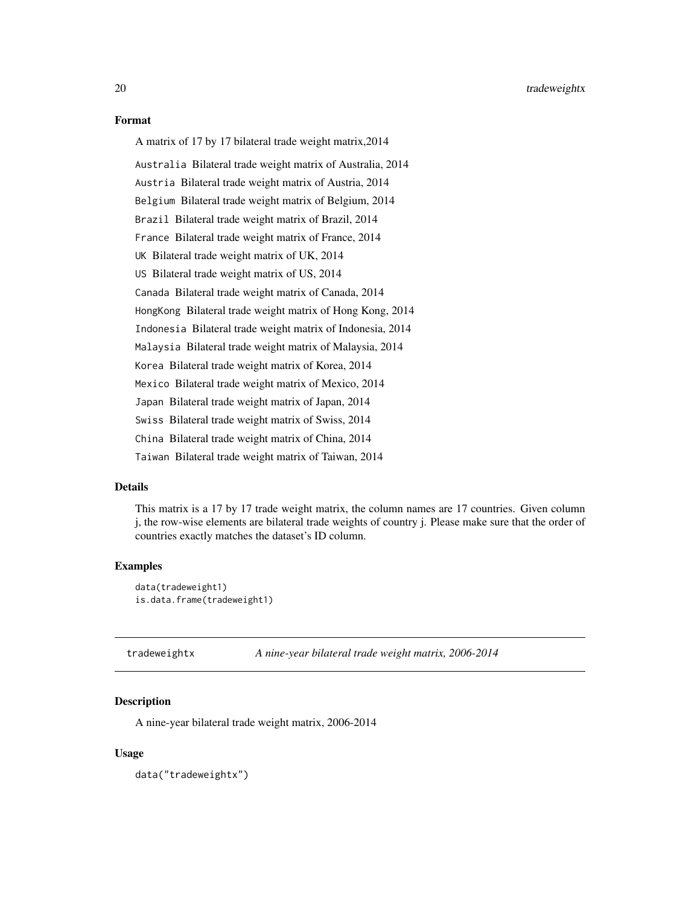### Format

A matrix of 17 by 17 bilateral trade weight matrix,2014

`Australia` Bilateral trade weight matrix of Australia, 2014

`Austria` Bilateral trade weight matrix of Austria, 2014

`Belgium` Bilateral trade weight matrix of Belgium, 2014

`Brazil` Bilateral trade weight matrix of Brazil, 2014

`France` Bilateral trade weight matrix of France, 2014

`UK` Bilateral trade weight matrix of UK, 2014

`US` Bilateral trade weight matrix of US, 2014

`Canada` Bilateral trade weight matrix of Canada, 2014

`HongKong` Bilateral trade weight matrix of Hong Kong, 2014

`Indonesia` Bilateral trade weight matrix of Indonesia, 2014

`Malaysia` Bilateral trade weight matrix of Malaysia, 2014

`Korea` Bilateral trade weight matrix of Korea, 2014

`Mexico` Bilateral trade weight matrix of Mexico, 2014

`Japan` Bilateral trade weight matrix of Japan, 2014

`Swiss` Bilateral trade weight matrix of Swiss, 2014

`China` Bilateral trade weight matrix of China, 2014

`Taiwan` Bilateral trade weight matrix of Taiwan, 2014

### Details

This matrix is a 17 by 17 trade weight matrix, the column names are 17 countries. Given column j, the row-wise elements are bilateral trade weights of country j. Please make sure that the order of countries exactly matches the dataset's ID column.

### Examples

```
data(tradeweight1)
is.data.frame(tradeweight1)
```

---

## tradeweightx *A nine-year bilateral trade weight matrix, 2006-2014*

### Description

A nine-year bilateral trade weight matrix, 2006-2014

### Usage

```
data("tradeweightx")
```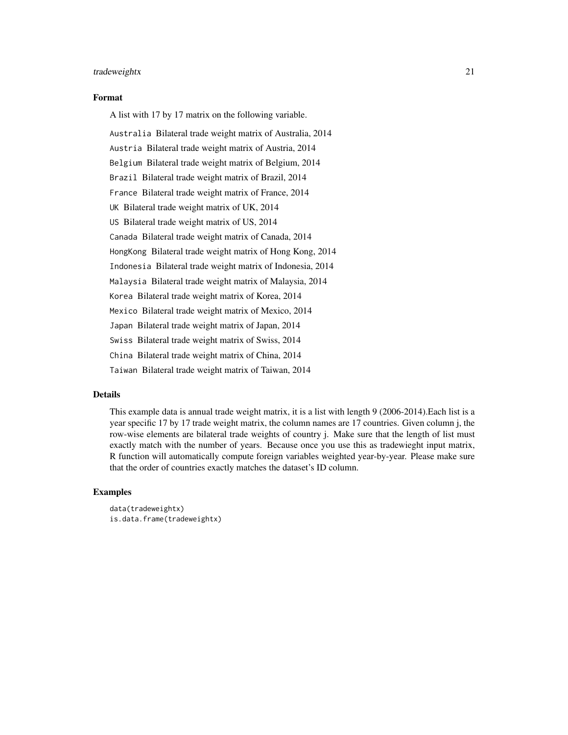### Format

A list with 17 by 17 matrix on the following variable.

`Australia` Bilateral trade weight matrix of Australia, 2014

`Austria` Bilateral trade weight matrix of Austria, 2014

`Belgium` Bilateral trade weight matrix of Belgium, 2014

`Brazil` Bilateral trade weight matrix of Brazil, 2014

`France` Bilateral trade weight matrix of France, 2014

`UK` Bilateral trade weight matrix of UK, 2014

`US` Bilateral trade weight matrix of US, 2014

`Canada` Bilateral trade weight matrix of Canada, 2014

`HongKong` Bilateral trade weight matrix of Hong Kong, 2014

`Indonesia` Bilateral trade weight matrix of Indonesia, 2014

`Malaysia` Bilateral trade weight matrix of Malaysia, 2014

`Korea` Bilateral trade weight matrix of Korea, 2014

`Mexico` Bilateral trade weight matrix of Mexico, 2014

`Japan` Bilateral trade weight matrix of Japan, 2014

`Swiss` Bilateral trade weight matrix of Swiss, 2014

`China` Bilateral trade weight matrix of China, 2014

`Taiwan` Bilateral trade weight matrix of Taiwan, 2014

### Details

This example data is annual trade weight matrix, it is a list with length 9 (2006-2014).Each list is a year specific 17 by 17 trade weight matrix, the column names are 17 countries. Given column j, the row-wise elements are bilateral trade weights of country j. Make sure that the length of list must exactly match with the number of years. Because once you use this as tradewieght input matrix, R function will automatically compute foreign variables weighted year-by-year. Please make sure that the order of countries exactly matches the dataset's ID column.

### Examples

```
data(tradeweightx)
is.data.frame(tradeweightx)
```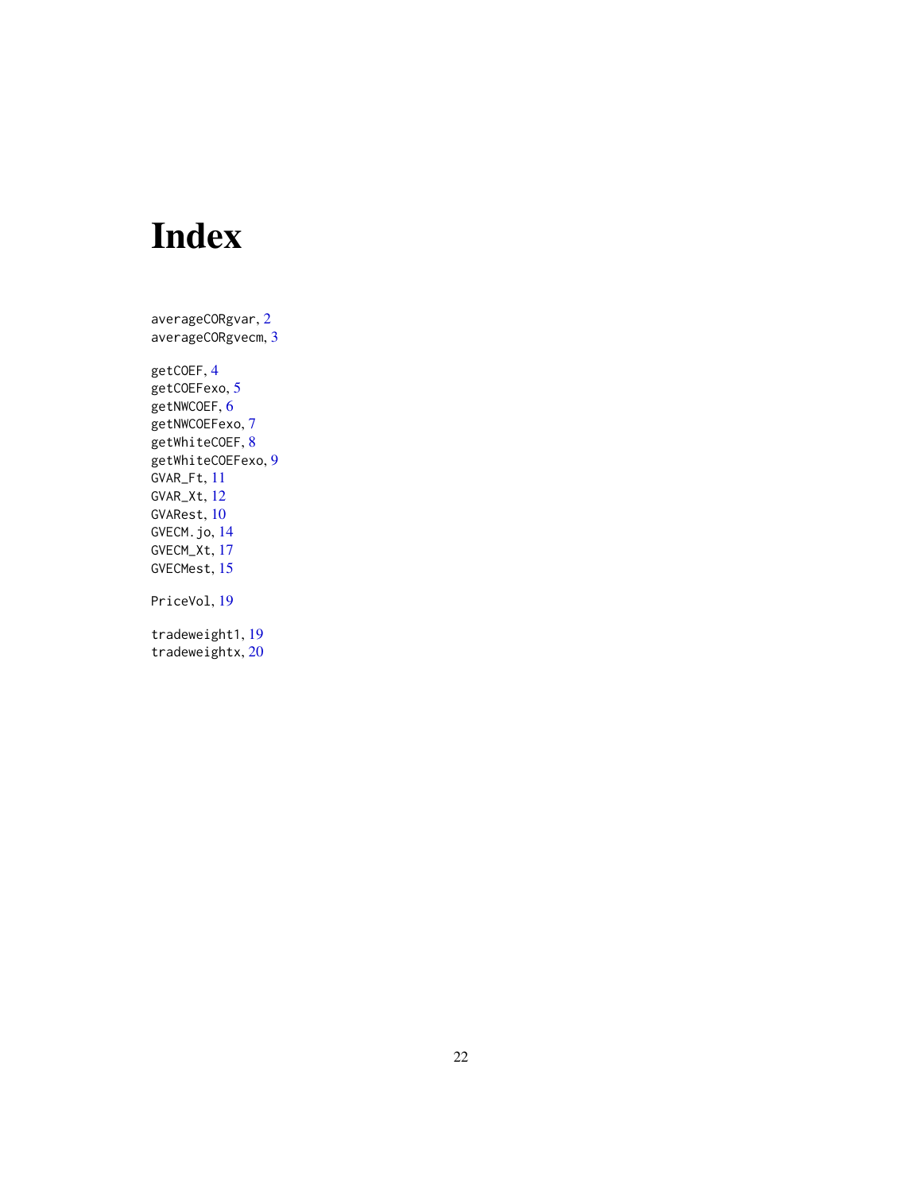# Index

averageCORgvar, 2
averageCORgvecm, 3

getCOEF, 4
getCOEFexo, 5
getNWCOEF, 6
getNWCOEFexo, 7
getWhiteCOEF, 8
getWhiteCOEFexo, 9
GVAR_Ft, 11
GVAR_Xt, 12
GVARest, 10
GVECM.jo, 14
GVECM_Xt, 17
GVECMest, 15

PriceVol, 19

tradeweight1, 19
tradeweightx, 20